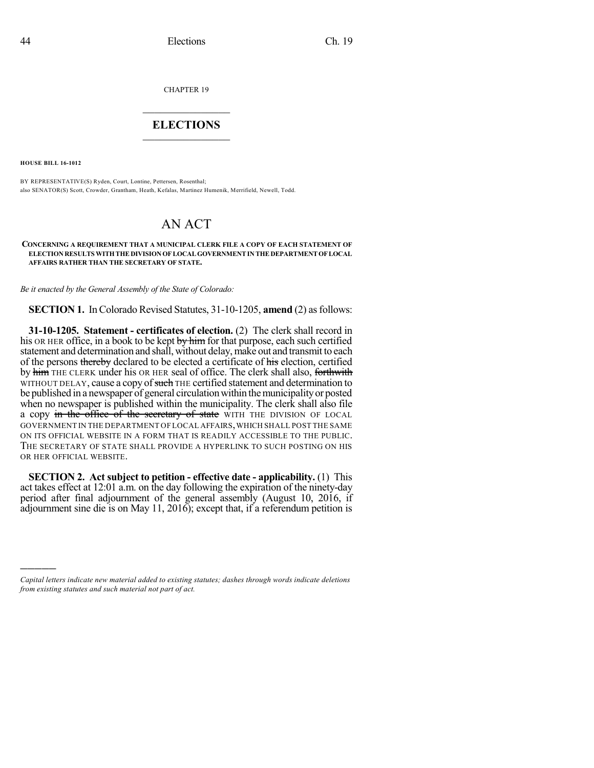CHAPTER 19

# ELECTIONS

**HOUSE BILL 16-1012**

BY REPRESENTATIVE(S) Ryden, Court, Lontine, Pettersen, Rosenthal;
also SENATOR(S) Scott, Crowder, Grantham, Heath, Kefalas, Martinez Humenik, Merrifield, Newell, Todd.

# AN ACT

**CONCERNING A REQUIREMENT THAT A MUNICIPAL CLERK FILE A COPY OF EACH STATEMENT OF ELECTION RESULTS WITH THE DIVISION OF LOCAL GOVERNMENT IN THE DEPARTMENT OF LOCAL AFFAIRS RATHER THAN THE SECRETARY OF STATE.**

*Be it enacted by the General Assembly of the State of Colorado:*

**SECTION 1.** In Colorado Revised Statutes, 31-10-1205, **amend** (2) as follows:

**31-10-1205. Statement - certificates of election.** (2) The clerk shall record in his OR HER office, in a book to be kept ~~by him~~ for that purpose, each such certified statement and determination and shall, without delay, make out and transmit to each of the persons ~~thereby~~ declared to be elected a certificate of ~~his~~ election, certified by ~~him~~ THE CLERK under his OR HER seal of office. The clerk shall also, ~~forthwith~~ WITHOUT DELAY, cause a copy of ~~such~~ THE certified statement and determination to be published in a newspaper of general circulation within the municipality or posted when no newspaper is published within the municipality. The clerk shall also file a copy ~~in the office of the secretary of state~~ WITH THE DIVISION OF LOCAL GOVERNMENT IN THE DEPARTMENT OF LOCAL AFFAIRS, WHICH SHALL POST THE SAME ON ITS OFFICIAL WEBSITE IN A FORM THAT IS READILY ACCESSIBLE TO THE PUBLIC. THE SECRETARY OF STATE SHALL PROVIDE A HYPERLINK TO SUCH POSTING ON HIS OR HER OFFICIAL WEBSITE.

**SECTION 2. Act subject to petition - effective date - applicability.** (1) This act takes effect at 12:01 a.m. on the day following the expiration of the ninety-day period after final adjournment of the general assembly (August 10, 2016, if adjournment sine die is on May 11, 2016); except that, if a referendum petition is

*Capital letters indicate new material added to existing statutes; dashes through words indicate deletions from existing statutes and such material not part of act.*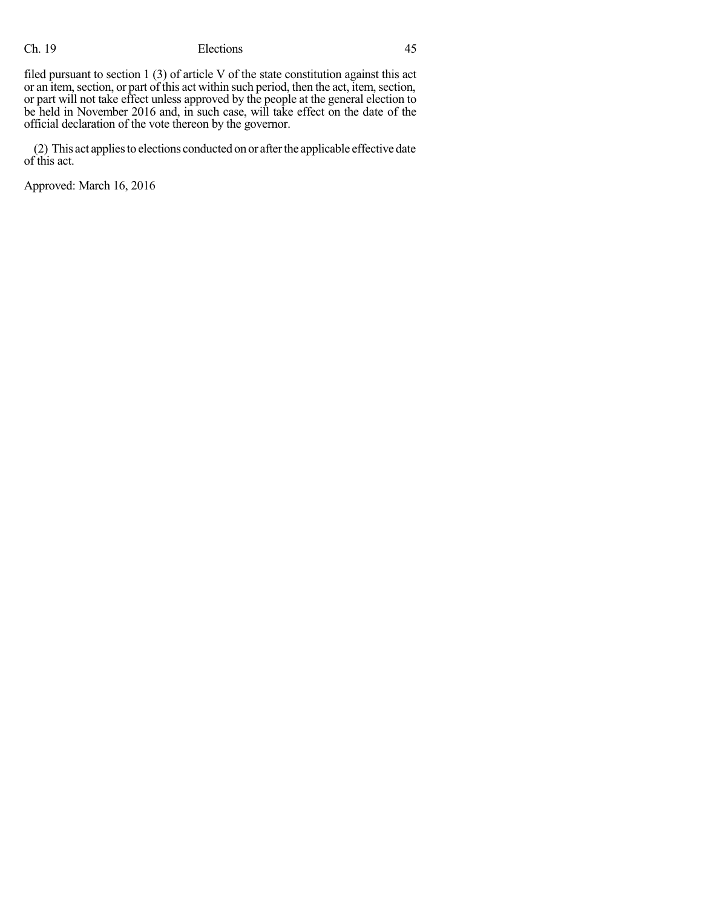filed pursuant to section 1 (3) of article V of the state constitution against this act or an item, section, or part of this act within such period, then the act, item, section, or part will not take effect unless approved by the people at the general election to be held in November 2016 and, in such case, will take effect on the date of the official declaration of the vote thereon by the governor.

(2) This act applies to elections conducted on or after the applicable effective date of this act.

Approved: March 16, 2016